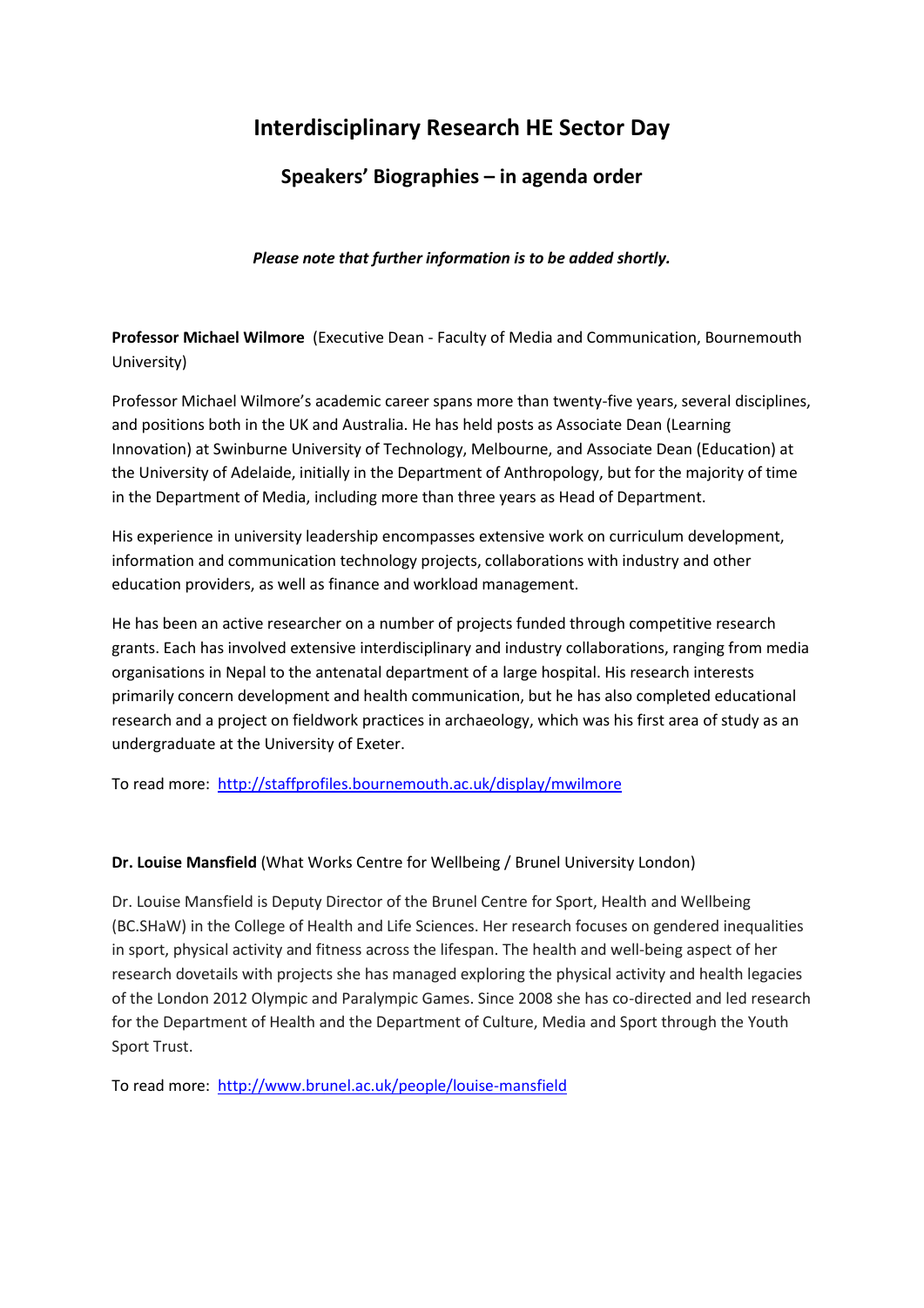# Interdisciplinary Research HE Sector Day

## Speakers' Biographies – in agenda order

***Please note that further information is to be added shortly.***

**Professor Michael Wilmore** (Executive Dean - Faculty of Media and Communication, Bournemouth University)

Professor Michael Wilmore's academic career spans more than twenty-five years, several disciplines, and positions both in the UK and Australia. He has held posts as Associate Dean (Learning Innovation) at Swinburne University of Technology, Melbourne, and Associate Dean (Education) at the University of Adelaide, initially in the Department of Anthropology, but for the majority of time in the Department of Media, including more than three years as Head of Department.

His experience in university leadership encompasses extensive work on curriculum development, information and communication technology projects, collaborations with industry and other education providers, as well as finance and workload management.

He has been an active researcher on a number of projects funded through competitive research grants. Each has involved extensive interdisciplinary and industry collaborations, ranging from media organisations in Nepal to the antenatal department of a large hospital. His research interests primarily concern development and health communication, but he has also completed educational research and a project on fieldwork practices in archaeology, which was his first area of study as an undergraduate at the University of Exeter.

To read more: http://staffprofiles.bournemouth.ac.uk/display/mwilmore

**Dr. Louise Mansfield** (What Works Centre for Wellbeing / Brunel University London)

Dr. Louise Mansfield is Deputy Director of the Brunel Centre for Sport, Health and Wellbeing (BC.SHaW) in the College of Health and Life Sciences. Her research focuses on gendered inequalities in sport, physical activity and fitness across the lifespan. The health and well-being aspect of her research dovetails with projects she has managed exploring the physical activity and health legacies of the London 2012 Olympic and Paralympic Games. Since 2008 she has co-directed and led research for the Department of Health and the Department of Culture, Media and Sport through the Youth Sport Trust.

To read more: http://www.brunel.ac.uk/people/louise-mansfield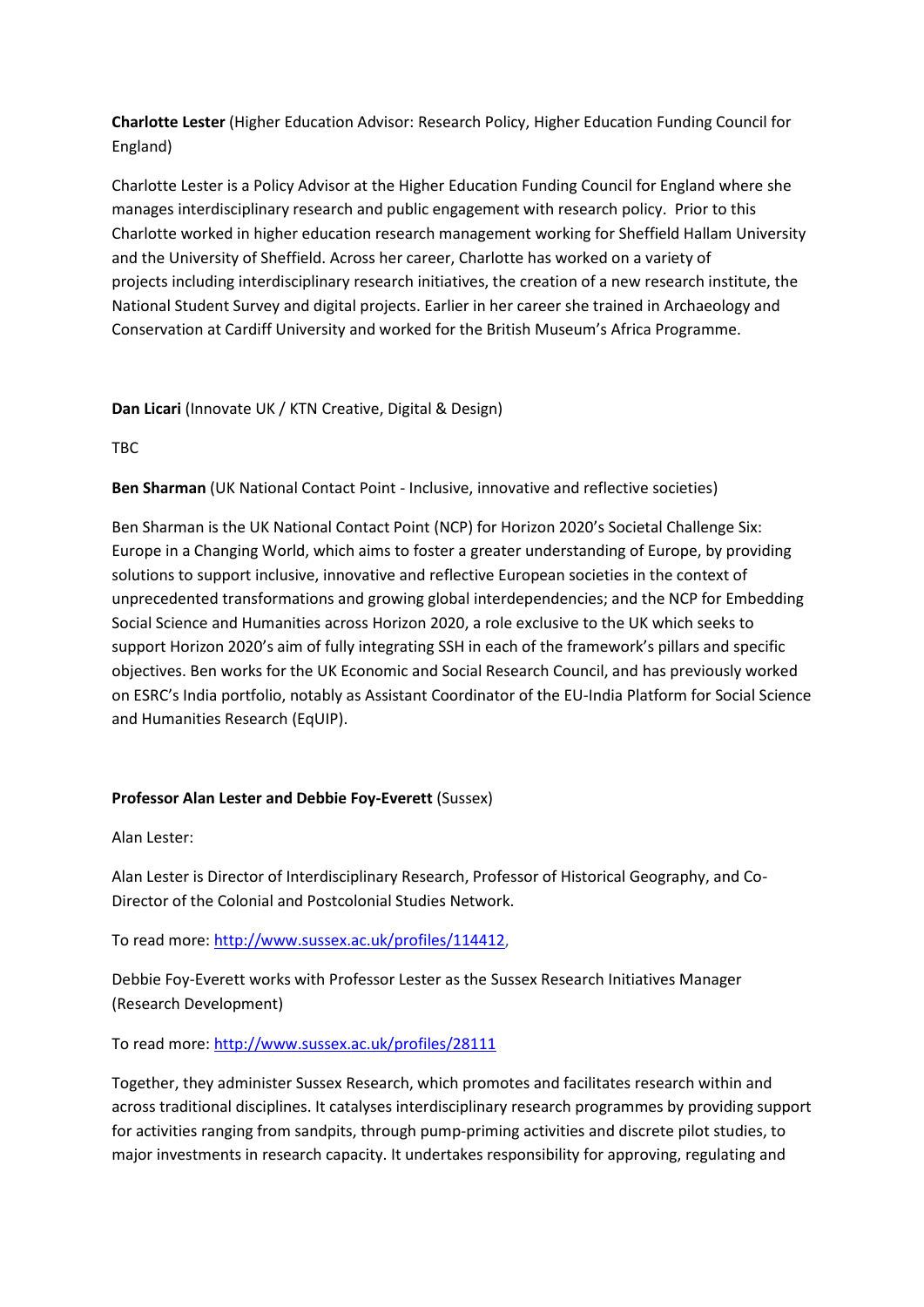**Charlotte Lester** (Higher Education Advisor: Research Policy, Higher Education Funding Council for England)

Charlotte Lester is a Policy Advisor at the Higher Education Funding Council for England where she manages interdisciplinary research and public engagement with research policy. Prior to this Charlotte worked in higher education research management working for Sheffield Hallam University and the University of Sheffield. Across her career, Charlotte has worked on a variety of projects including interdisciplinary research initiatives, the creation of a new research institute, the National Student Survey and digital projects. Earlier in her career she trained in Archaeology and Conservation at Cardiff University and worked for the British Museum's Africa Programme.

**Dan Licari** (Innovate UK / KTN Creative, Digital & Design)

TBC

**Ben Sharman** (UK National Contact Point - Inclusive, innovative and reflective societies)

Ben Sharman is the UK National Contact Point (NCP) for Horizon 2020's Societal Challenge Six: Europe in a Changing World, which aims to foster a greater understanding of Europe, by providing solutions to support inclusive, innovative and reflective European societies in the context of unprecedented transformations and growing global interdependencies; and the NCP for Embedding Social Science and Humanities across Horizon 2020, a role exclusive to the UK which seeks to support Horizon 2020's aim of fully integrating SSH in each of the framework's pillars and specific objectives. Ben works for the UK Economic and Social Research Council, and has previously worked on ESRC's India portfolio, notably as Assistant Coordinator of the EU-India Platform for Social Science and Humanities Research (EqUIP).

**Professor Alan Lester and Debbie Foy-Everett** (Sussex)

Alan Lester:

Alan Lester is Director of Interdisciplinary Research, Professor of Historical Geography, and Co-Director of the Colonial and Postcolonial Studies Network.

To read more: http://www.sussex.ac.uk/profiles/114412,

Debbie Foy-Everett works with Professor Lester as the Sussex Research Initiatives Manager (Research Development)

To read more: http://www.sussex.ac.uk/profiles/28111

Together, they administer Sussex Research, which promotes and facilitates research within and across traditional disciplines. It catalyses interdisciplinary research programmes by providing support for activities ranging from sandpits, through pump-priming activities and discrete pilot studies, to major investments in research capacity. It undertakes responsibility for approving, regulating and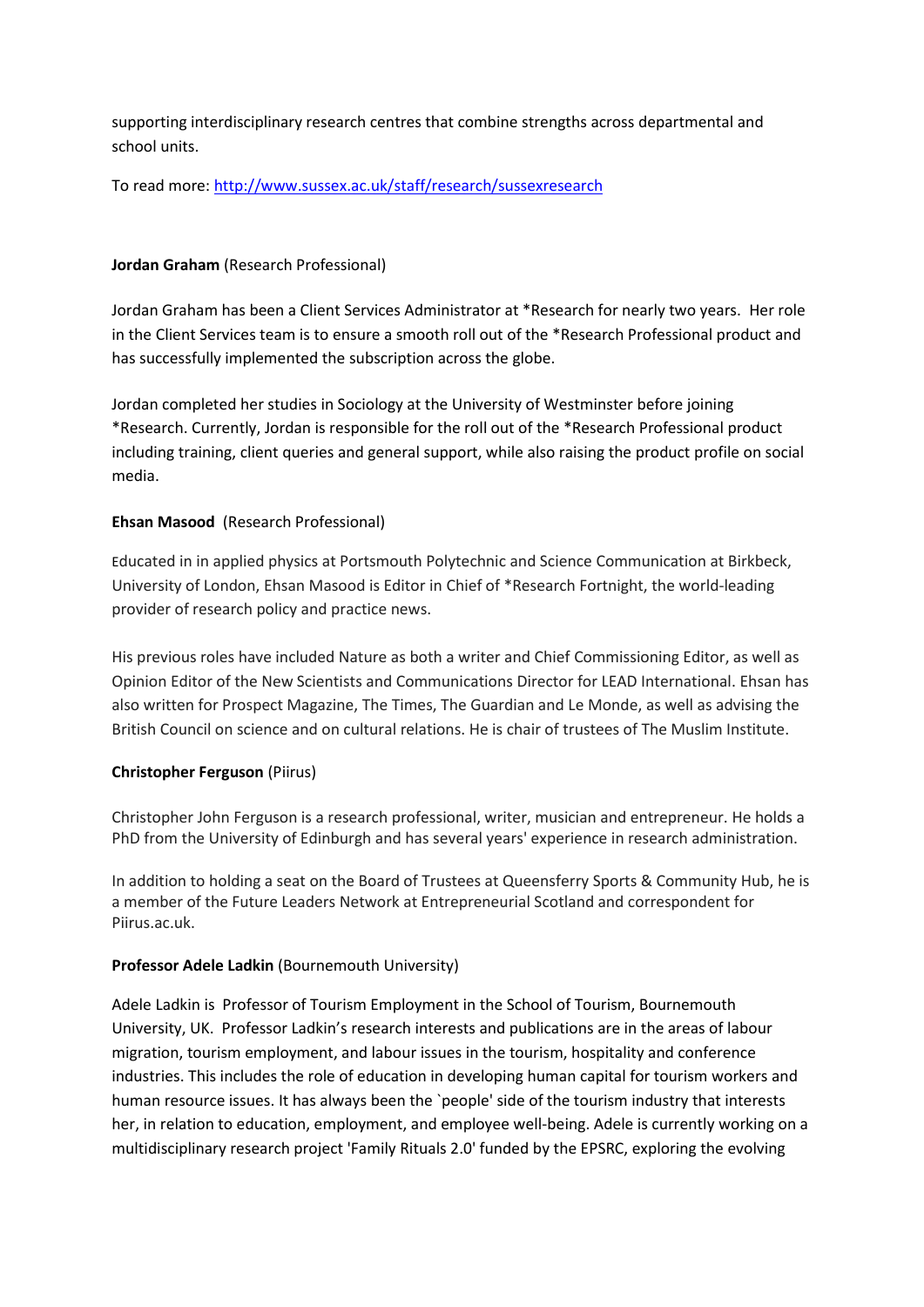supporting interdisciplinary research centres that combine strengths across departmental and school units.

To read more: [http://www.sussex.ac.uk/staff/research/sussexresearch](http://www.sussex.ac.uk/staff/research/sussexresearch)

**Jordan Graham** (Research Professional)

Jordan Graham has been a Client Services Administrator at *Research for nearly two years. Her role in the Client Services team is to ensure a smooth roll out of the *Research Professional product and has successfully implemented the subscription across the globe.

Jordan completed her studies in Sociology at the University of Westminster before joining *Research. Currently, Jordan is responsible for the roll out of the *Research Professional product including training, client queries and general support, while also raising the product profile on social media.

**Ehsan Masood** (Research Professional)

Educated in in applied physics at Portsmouth Polytechnic and Science Communication at Birkbeck, University of London, Ehsan Masood is Editor in Chief of *Research Fortnight, the world-leading provider of research policy and practice news.

His previous roles have included Nature as both a writer and Chief Commissioning Editor, as well as Opinion Editor of the New Scientists and Communications Director for LEAD International. Ehsan has also written for Prospect Magazine, The Times, The Guardian and Le Monde, as well as advising the British Council on science and on cultural relations. He is chair of trustees of The Muslim Institute.

**Christopher Ferguson** (Piirus)

Christopher John Ferguson is a research professional, writer, musician and entrepreneur. He holds a PhD from the University of Edinburgh and has several years' experience in research administration.

In addition to holding a seat on the Board of Trustees at Queensferry Sports & Community Hub, he is a member of the Future Leaders Network at Entrepreneurial Scotland and correspondent for Piirus.ac.uk.

**Professor Adele Ladkin** (Bournemouth University)

Adele Ladkin is Professor of Tourism Employment in the School of Tourism, Bournemouth University, UK. Professor Ladkin's research interests and publications are in the areas of labour migration, tourism employment, and labour issues in the tourism, hospitality and conference industries. This includes the role of education in developing human capital for tourism workers and human resource issues. It has always been the `people' side of the tourism industry that interests her, in relation to education, employment, and employee well-being. Adele is currently working on a multidisciplinary research project 'Family Rituals 2.0' funded by the EPSRC, exploring the evolving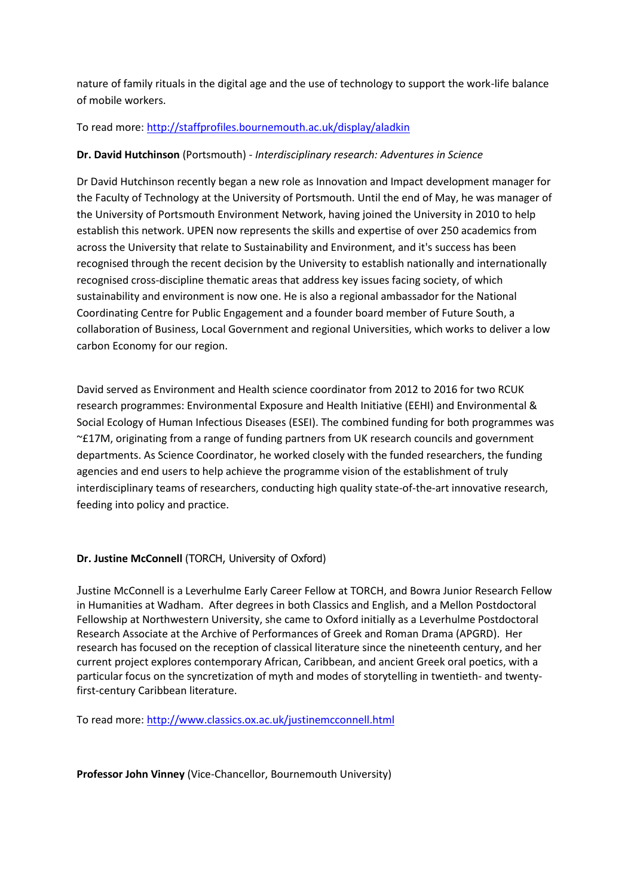nature of family rituals in the digital age and the use of technology to support the work-life balance of mobile workers.

To read more: http://staffprofiles.bournemouth.ac.uk/display/aladkin

**Dr. David Hutchinson** (Portsmouth) - *Interdisciplinary research: Adventures in Science*

Dr David Hutchinson recently began a new role as Innovation and Impact development manager for the Faculty of Technology at the University of Portsmouth. Until the end of May, he was manager of the University of Portsmouth Environment Network, having joined the University in 2010 to help establish this network. UPEN now represents the skills and expertise of over 250 academics from across the University that relate to Sustainability and Environment, and it's success has been recognised through the recent decision by the University to establish nationally and internationally recognised cross-discipline thematic areas that address key issues facing society, of which sustainability and environment is now one. He is also a regional ambassador for the National Coordinating Centre for Public Engagement and a founder board member of Future South, a collaboration of Business, Local Government and regional Universities, which works to deliver a low carbon Economy for our region.

David served as Environment and Health science coordinator from 2012 to 2016 for two RCUK research programmes: Environmental Exposure and Health Initiative (EEHI) and Environmental & Social Ecology of Human Infectious Diseases (ESEI). The combined funding for both programmes was ~£17M, originating from a range of funding partners from UK research councils and government departments. As Science Coordinator, he worked closely with the funded researchers, the funding agencies and end users to help achieve the programme vision of the establishment of truly interdisciplinary teams of researchers, conducting high quality state-of-the-art innovative research, feeding into policy and practice.

**Dr. Justine McConnell** (TORCH, University of Oxford)

Justine McConnell is a Leverhulme Early Career Fellow at TORCH, and Bowra Junior Research Fellow in Humanities at Wadham. After degrees in both Classics and English, and a Mellon Postdoctoral Fellowship at Northwestern University, she came to Oxford initially as a Leverhulme Postdoctoral Research Associate at the Archive of Performances of Greek and Roman Drama (APGRD). Her research has focused on the reception of classical literature since the nineteenth century, and her current project explores contemporary African, Caribbean, and ancient Greek oral poetics, with a particular focus on the syncretization of myth and modes of storytelling in twentieth- and twenty-first-century Caribbean literature.

To read more: http://www.classics.ox.ac.uk/justinemcconnell.html

**Professor John Vinney** (Vice-Chancellor, Bournemouth University)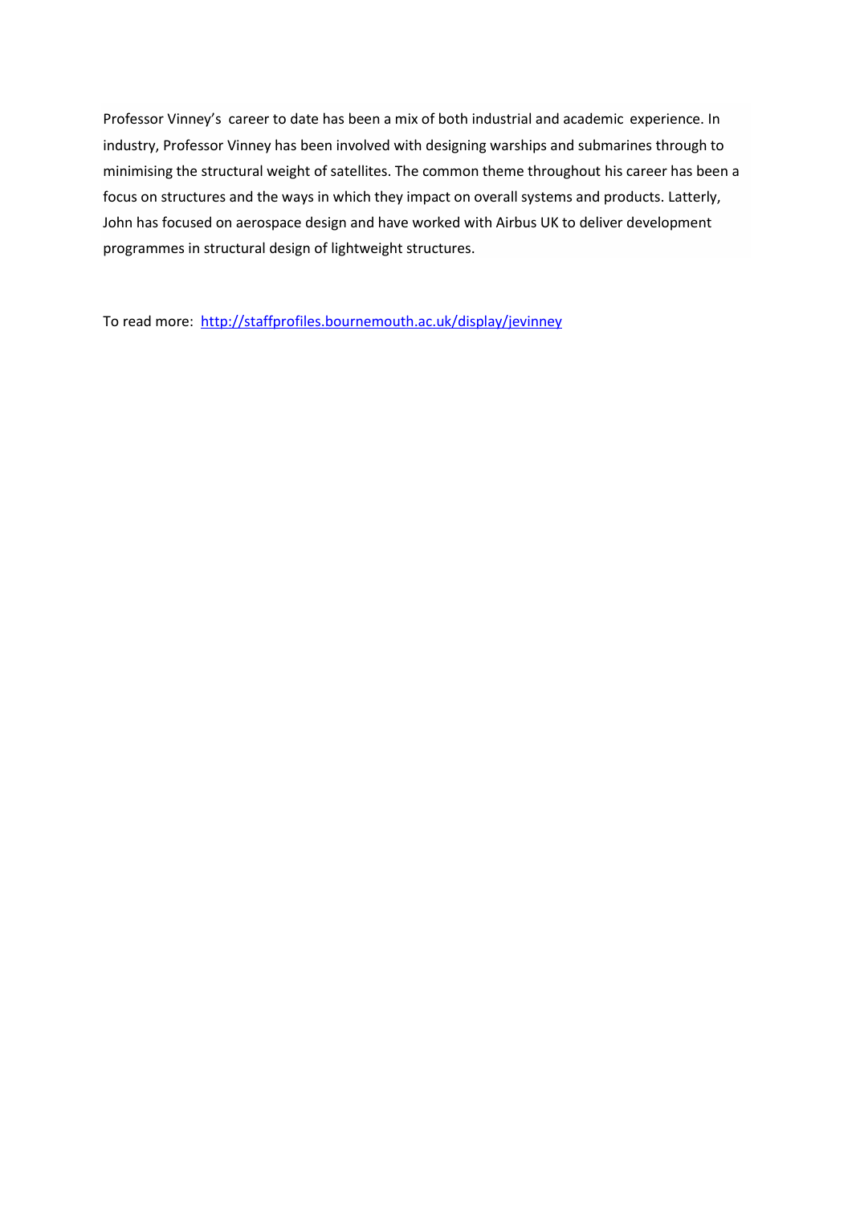Professor Vinney's career to date has been a mix of both industrial and academic experience. In industry, Professor Vinney has been involved with designing warships and submarines through to minimising the structural weight of satellites. The common theme throughout his career has been a focus on structures and the ways in which they impact on overall systems and products. Latterly, John has focused on aerospace design and have worked with Airbus UK to deliver development programmes in structural design of lightweight structures.

To read more: [http://staffprofiles.bournemouth.ac.uk/display/jevinney](http://staffprofiles.bournemouth.ac.uk/display/jevinney)